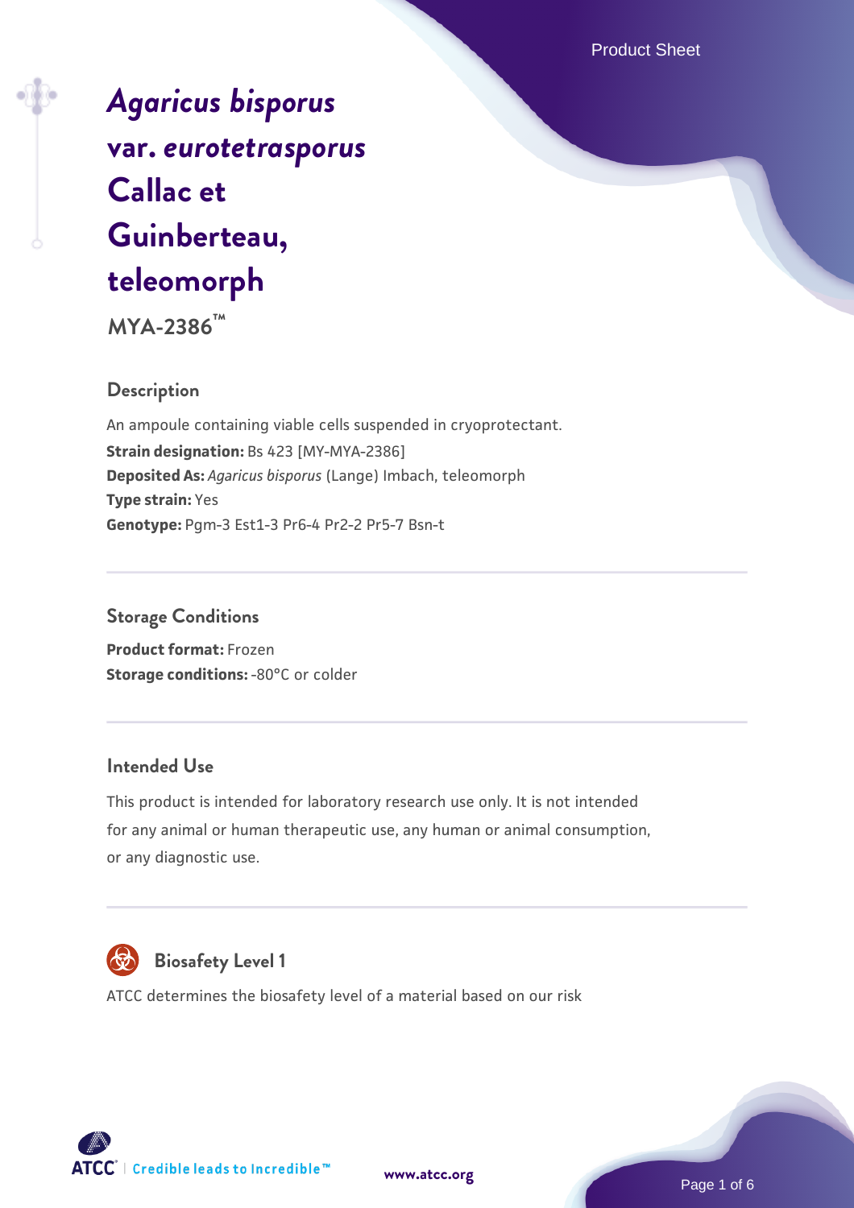# *Agaricus bisporus* var. *eurotetrasporus* Callac et Guinberteau, teleomorph

**MYA-2386™**

## Description

An ampoule containing viable cells suspended in cryoprotectant.

**Strain designation:** Bs 423 [MY-MYA-2386]

**Deposited As:** *Agaricus bisporus* (Lange) Imbach, teleomorph

**Type strain:** Yes

**Genotype:** Pgm-3 Est1-3 Pr6-4 Pr2-2 Pr5-7 Bsn-t

## Storage Conditions

**Product format:** Frozen

**Storage conditions:** -80°C or colder

## Intended Use

This product is intended for laboratory research use only. It is not intended for any animal or human therapeutic use, any human or animal consumption, or any diagnostic use.

## Biosafety Level 1

ATCC determines the biosafety level of a material based on our risk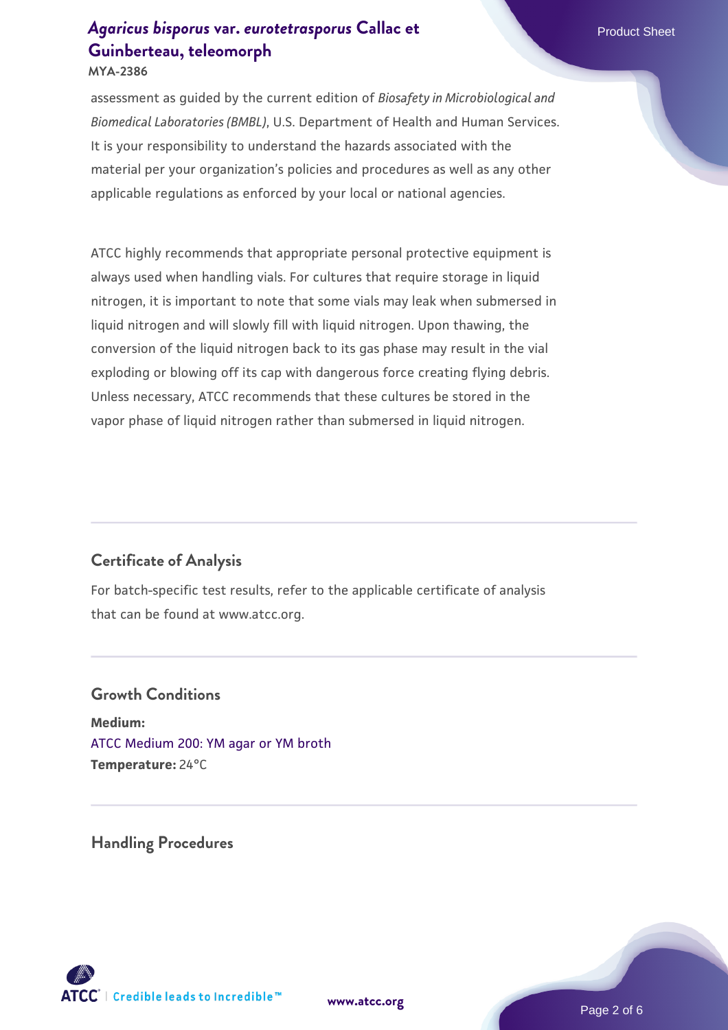assessment as guided by the current edition of *Biosafety in Microbiological and Biomedical Laboratories (BMBL)*, U.S. Department of Health and Human Services. It is your responsibility to understand the hazards associated with the material per your organization's policies and procedures as well as any other applicable regulations as enforced by your local or national agencies.

ATCC highly recommends that appropriate personal protective equipment is always used when handling vials. For cultures that require storage in liquid nitrogen, it is important to note that some vials may leak when submersed in liquid nitrogen and will slowly fill with liquid nitrogen. Upon thawing, the conversion of the liquid nitrogen back to its gas phase may result in the vial exploding or blowing off its cap with dangerous force creating flying debris. Unless necessary, ATCC recommends that these cultures be stored in the vapor phase of liquid nitrogen rather than submersed in liquid nitrogen.

## Certificate of Analysis

For batch-specific test results, refer to the applicable certificate of analysis that can be found at www.atcc.org.

## Growth Conditions

**Medium:**
ATCC Medium 200: YM agar or YM broth
**Temperature:** 24°C

## Handling Procedures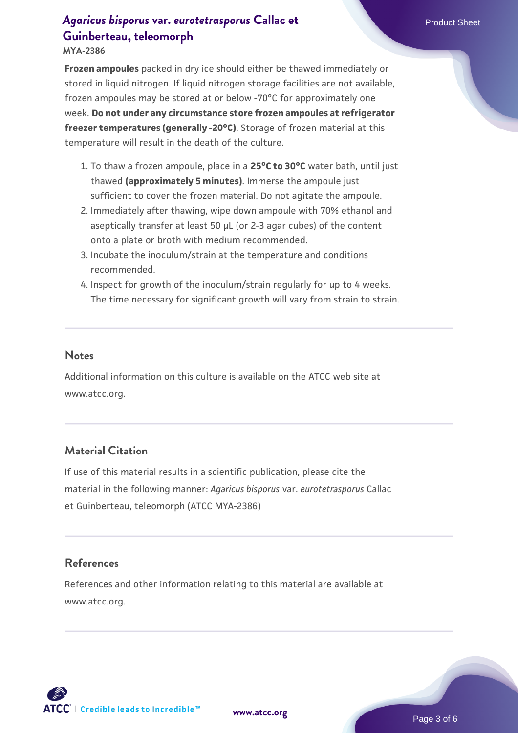**Frozen ampoules** packed in dry ice should either be thawed immediately or stored in liquid nitrogen. If liquid nitrogen storage facilities are not available, frozen ampoules may be stored at or below -70°C for approximately one week. **Do not under any circumstance store frozen ampoules at refrigerator freezer temperatures (generally -20°C)**. Storage of frozen material at this temperature will result in the death of the culture.

1. To thaw a frozen ampoule, place in a **25°C to 30°C** water bath, until just thawed **(approximately 5 minutes)**. Immerse the ampoule just sufficient to cover the frozen material. Do not agitate the ampoule.
2. Immediately after thawing, wipe down ampoule with 70% ethanol and aseptically transfer at least 50 µL (or 2-3 agar cubes) of the content onto a plate or broth with medium recommended.
3. Incubate the inoculum/strain at the temperature and conditions recommended.
4. Inspect for growth of the inoculum/strain regularly for up to 4 weeks. The time necessary for significant growth will vary from strain to strain.

## Notes

Additional information on this culture is available on the ATCC web site at www.atcc.org.

## Material Citation

If use of this material results in a scientific publication, please cite the material in the following manner: *Agaricus bisporus* var. *eurotetrasporus* Callac et Guinberteau, teleomorph (ATCC MYA-2386)

## References

References and other information relating to this material are available at www.atcc.org.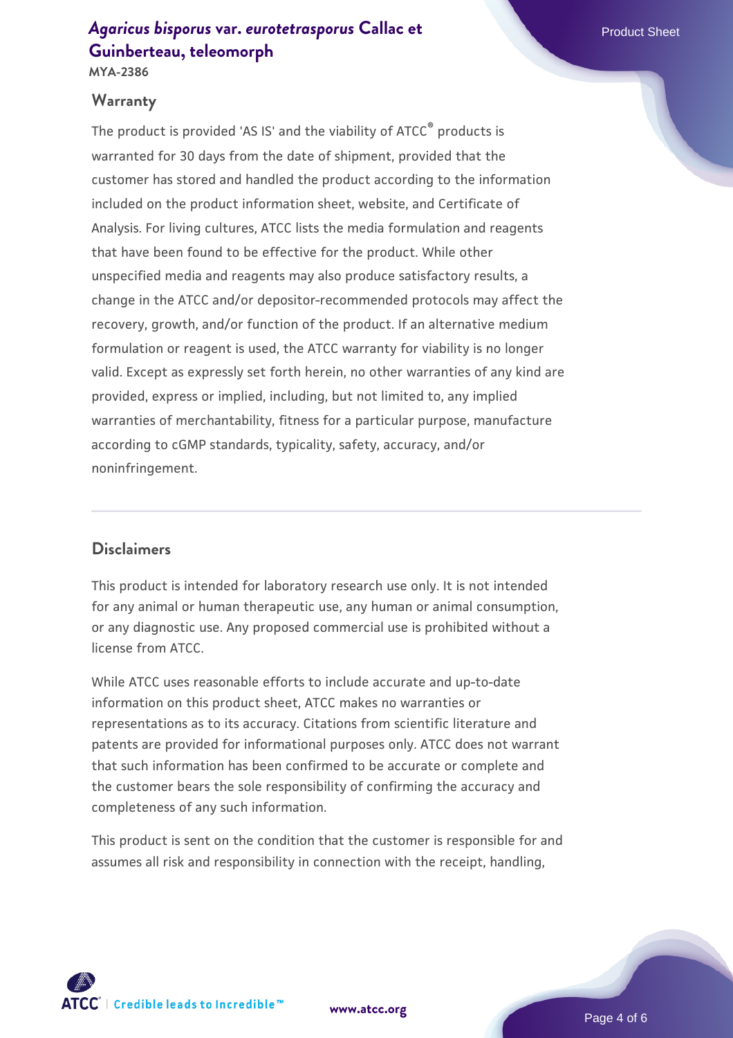## Warranty

The product is provided 'AS IS' and the viability of ATCC® products is warranted for 30 days from the date of shipment, provided that the customer has stored and handled the product according to the information included on the product information sheet, website, and Certificate of Analysis. For living cultures, ATCC lists the media formulation and reagents that have been found to be effective for the product. While other unspecified media and reagents may also produce satisfactory results, a change in the ATCC and/or depositor-recommended protocols may affect the recovery, growth, and/or function of the product. If an alternative medium formulation or reagent is used, the ATCC warranty for viability is no longer valid. Except as expressly set forth herein, no other warranties of any kind are provided, express or implied, including, but not limited to, any implied warranties of merchantability, fitness for a particular purpose, manufacture according to cGMP standards, typicality, safety, accuracy, and/or noninfringement.

## Disclaimers

This product is intended for laboratory research use only. It is not intended for any animal or human therapeutic use, any human or animal consumption, or any diagnostic use. Any proposed commercial use is prohibited without a license from ATCC.

While ATCC uses reasonable efforts to include accurate and up-to-date information on this product sheet, ATCC makes no warranties or representations as to its accuracy. Citations from scientific literature and patents are provided for informational purposes only. ATCC does not warrant that such information has been confirmed to be accurate or complete and the customer bears the sole responsibility of confirming the accuracy and completeness of any such information.

This product is sent on the condition that the customer is responsible for and assumes all risk and responsibility in connection with the receipt, handling,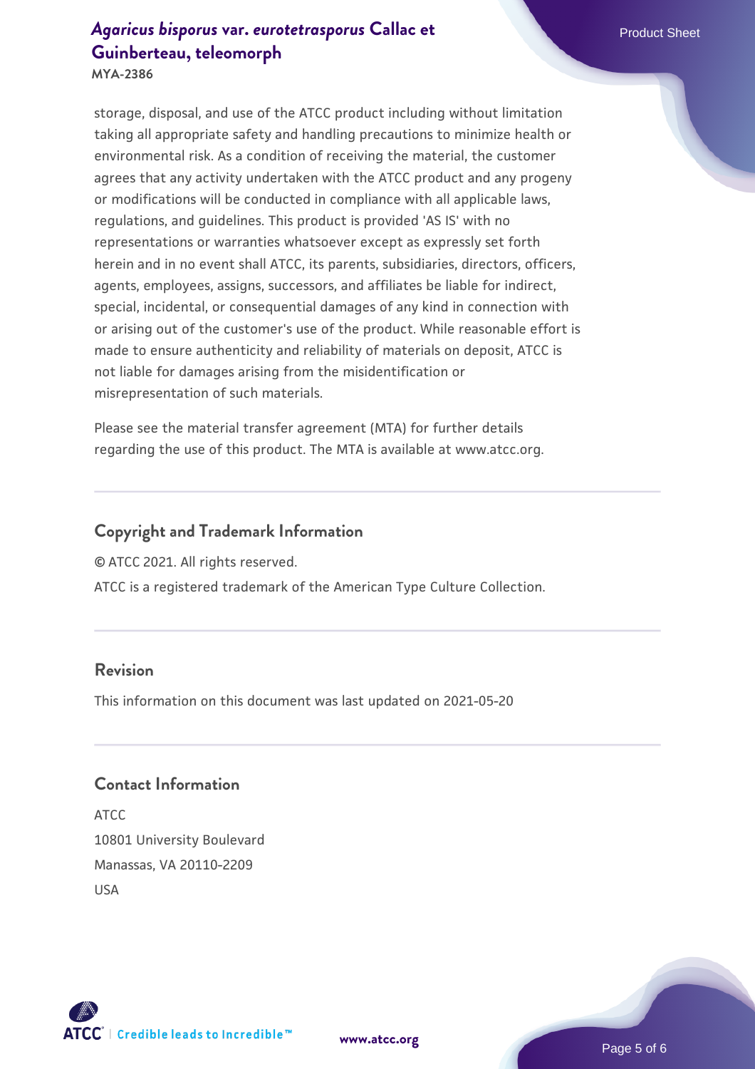storage, disposal, and use of the ATCC product including without limitation taking all appropriate safety and handling precautions to minimize health or environmental risk. As a condition of receiving the material, the customer agrees that any activity undertaken with the ATCC product and any progeny or modifications will be conducted in compliance with all applicable laws, regulations, and guidelines. This product is provided 'AS IS' with no representations or warranties whatsoever except as expressly set forth herein and in no event shall ATCC, its parents, subsidiaries, directors, officers, agents, employees, assigns, successors, and affiliates be liable for indirect, special, incidental, or consequential damages of any kind in connection with or arising out of the customer's use of the product. While reasonable effort is made to ensure authenticity and reliability of materials on deposit, ATCC is not liable for damages arising from the misidentification or misrepresentation of such materials.

Please see the material transfer agreement (MTA) for further details regarding the use of this product. The MTA is available at www.atcc.org.

## Copyright and Trademark Information

© ATCC 2021. All rights reserved.

ATCC is a registered trademark of the American Type Culture Collection.

## Revision

This information on this document was last updated on 2021-05-20

## Contact Information

ATCC
10801 University Boulevard
Manassas, VA 20110-2209
USA